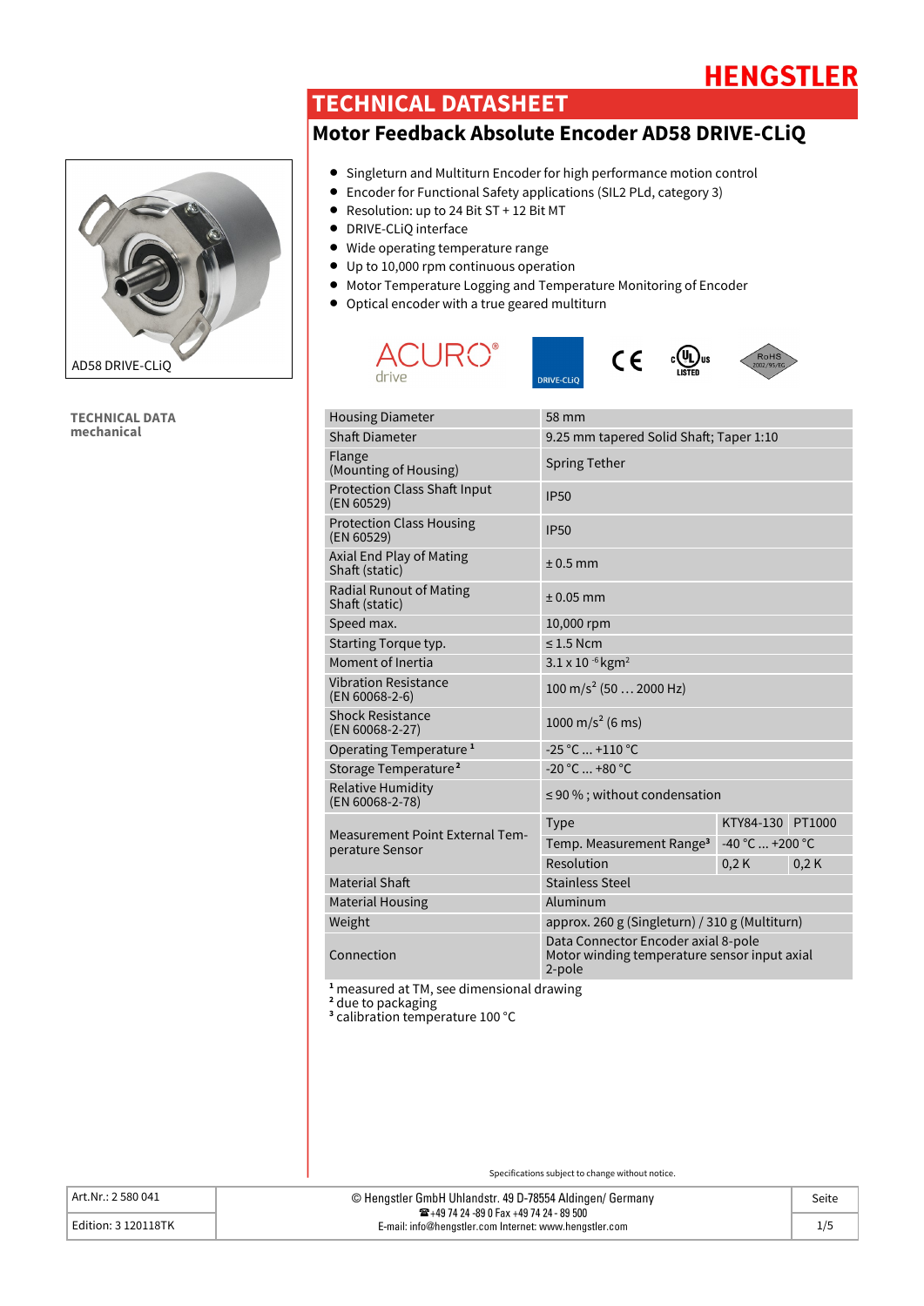HENGSTLER

# TECHNICAL DATASHEET

## Motor Feedback Absolute Encoder AD58 DRIVE-CLiQ

AD58 DRIVE-CLiQ

- Singleturn and Multiturn Encoder for high performance motion control
- Encoder for Functional Safety applications (SIL2 PLd, category 3)
- Resolution: up to 24 Bit ST + 12 Bit MT
- DRIVE-CLiQ interface
- Wide operating temperature range
- Up to 10,000 rpm continuous operation
- Motor Temperature Logging and Temperature Monitoring of Encoder
- Optical encoder with a true geared multiturn

### TECHNICAL DATA mechanical

| | | | |
|---|---|---|---|
| Housing Diameter | 58 mm | | |
| Shaft Diameter | 9.25 mm tapered Solid Shaft; Taper 1:10 | | |
| Flange (Mounting of Housing) | Spring Tether | | |
| Protection Class Shaft Input (EN 60529) | IP50 | | |
| Protection Class Housing (EN 60529) | IP50 | | |
| Axial End Play of Mating Shaft (static) | ± 0.5 mm | | |
| Radial Runout of Mating Shaft (static) | ± 0.05 mm | | |
| Speed max. | 10,000 rpm | | |
| Starting Torque typ. | ≤ 1.5 Ncm | | |
| Moment of Inertia | $3.1 \times 10^{-6}$ kgm² | | |
| Vibration Resistance (EN 60068-2-6) | 100 m/s² (50 … 2000 Hz) | | |
| Shock Resistance (EN 60068-2-27) | 1000 m/s² (6 ms) | | |
| Operating Temperature [1] | -25 °C ... +110 °C | | |
| Storage Temperature [2] | -20 °C ... +80 °C | | |
| Relative Humidity (EN 60068-2-78) | ≤ 90 % ; without condensation | | |
| Measurement Point External Temperature Sensor | Type | KTY84-130 | PT1000 |
| | Temp. Measurement Range [3] | -40 °C ... +200 °C | |
| | Resolution | 0,2 K | 0,2 K |
| Material Shaft | Stainless Steel | | |
| Material Housing | Aluminum | | |
| Weight | approx. 260 g (Singleturn) / 310 g (Multiturn) | | |
| Connection | Data Connector Encoder axial 8-pole<br>Motor winding temperature sensor input axial 2-pole | | |

[1] measured at TM, see dimensional drawing
[2] due to packaging
[3] calibration temperature 100 °C

Specifications subject to change without notice.

| | | |
|---|---|---|
| Art.Nr.: 2 580 041 | © Hengstler GmbH Uhlandstr. 49 D-78554 Aldingen/ Germany<br>☎ +49 74 24 -89 0 Fax +49 74 24 - 89 500<br>E-mail: info@hengstler.com Internet: www.hengstler.com | Seite |
| Edition: 3 120118TK | | 1/5 |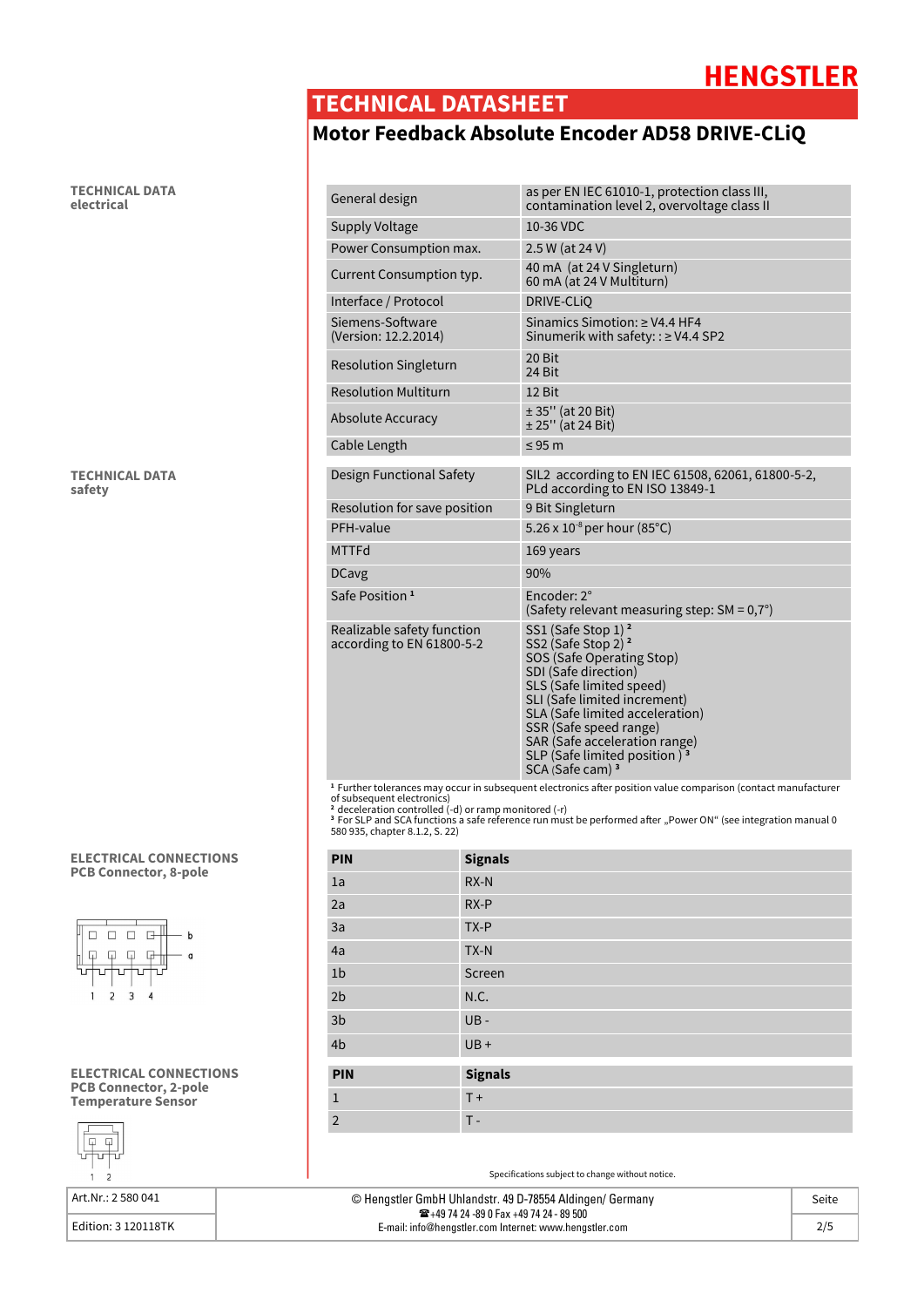# TECHNICAL DATASHEET

## Motor Feedback Absolute Encoder AD58 DRIVE-CLiQ

### TECHNICAL DATA electrical

| | |
|---|---|
| General design | as per EN IEC 61010-1, protection class III, contamination level 2, overvoltage class II |
| Supply Voltage | 10-36 VDC |
| Power Consumption max. | 2.5 W (at 24 V) |
| Current Consumption typ. | 40 mA (at 24 V Singleturn)<br>60 mA (at 24 V Multiturn) |
| Interface / Protocol | DRIVE-CLiQ |
| Siemens-Software (Version: 12.2.2014) | Sinamics Simotion: ≥ V4.4 HF4<br>Sinumerik with safety: : ≥ V4.4 SP2 |
| Resolution Singleturn | 20 Bit<br>24 Bit |
| Resolution Multiturn | 12 Bit |
| Absolute Accuracy | ± 35'' (at 20 Bit)<br>± 25'' (at 24 Bit) |
| Cable Length | ≤ 95 m |

### TECHNICAL DATA safety

| | |
|---|---|
| Design Functional Safety | SIL2 according to EN IEC 61508, 62061, 61800-5-2, PLd according to EN ISO 13849-1 |
| Resolution for save position | 9 Bit Singleturn |
| PFH-value | $5.26 \times 10^{-8}$ per hour (85°C) |
| MTTFd | 169 years |
| DCavg | 90% |
| Safe Position [1] | Encoder: 2°<br>(Safety relevant measuring step: SM = 0,7°) |
| Realizable safety function according to EN 61800-5-2 | SS1 (Safe Stop 1) [2]<br>SS2 (Safe Stop 2) [2]<br>SOS (Safe Operating Stop)<br>SDI (Safe direction)<br>SLS (Safe limited speed)<br>SLI (Safe limited increment)<br>SLA (Safe limited acceleration)<br>SSR (Safe speed range)<br>SAR (Safe acceleration range)<br>SLP (Safe limited position ) [3]<br>SCA (Safe cam) [3] |

[1] Further tolerances may occur in subsequent electronics after position value comparison (contact manufacturer of subsequent electronics)
[2] deceleration controlled (-d) or ramp monitored (-r)
[3] For SLP and SCA functions a safe reference run must be performed after „Power ON" (see integration manual 0 580 935, chapter 8.1.2, S. 22)

### ELECTRICAL CONNECTIONS PCB Connector, 8-pole

| PIN | Signals |
|---|---|
| 1a | RX-N |
| 2a | RX-P |
| 3a | TX-P |
| 4a | TX-N |
| 1b | Screen |
| 2b | N.C. |
| 3b | UB - |
| 4b | UB + |

### ELECTRICAL CONNECTIONS PCB Connector, 2-pole Temperature Sensor

| PIN | Signals |
|---|---|
| 1 | T + |
| 2 | T - |

Specifications subject to change without notice.

| | | |
|---|---|---|
| Art.Nr.: 2 580 041 | © Hengstler GmbH Uhlandstr. 49 D-78554 Aldingen/ Germany<br>☎+49 74 24 -89 0 Fax +49 74 24 - 89 500<br>E-mail: info@hengstler.com Internet: www.hengstler.com | Seite |
| Edition: 3 120118TK | | 2/5 |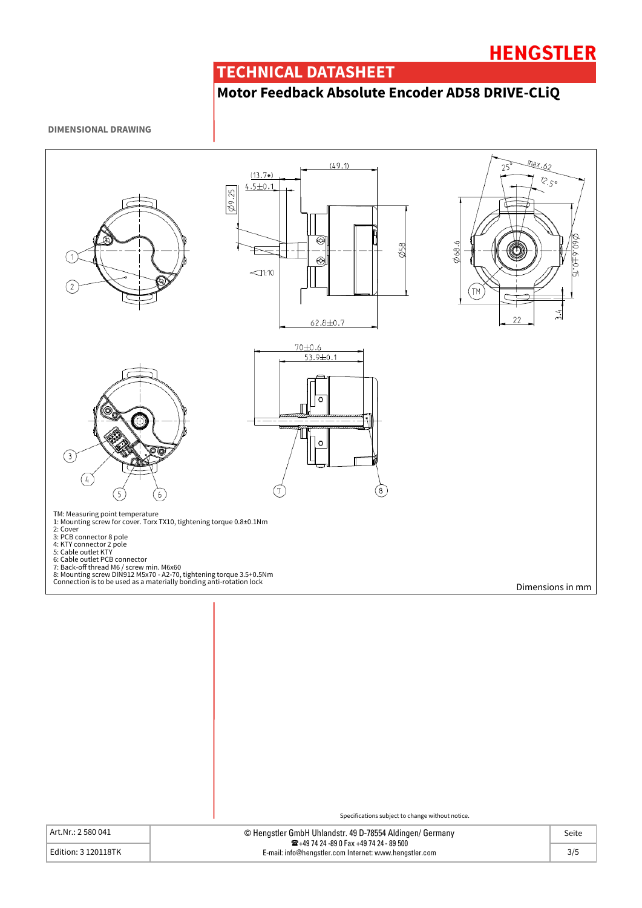# TECHNICAL DATASHEET

## Motor Feedback Absolute Encoder AD58 DRIVE-CLiQ

### DIMENSIONAL DRAWING

TM: Measuring point temperature
1: Mounting screw for cover. Torx TX10, tightening torque 0.8±0.1Nm
2: Cover
3: PCB connector 8 pole
4: KTY connector 2 pole
5: Cable outlet KTY
6: Cable outlet PCB connector
7: Back-off thread M6 / screw min. M6x60
8: Mounting screw DIN912 M5x70 - A2-70, tightening torque 3.5+0.5Nm
Connection is to be used as a materially bonding anti-rotation lock

Dimensions in mm

Specifications subject to change without notice.

| Art.Nr.: 2 580 041 | © Hengstler GmbH Uhlandstr. 49 D-78554 Aldingen/ Germany<br>☎ +49 74 24 -89 0 Fax +49 74 24 - 89 500<br>E-mail: info@hengstler.com Internet: www.hengstler.com | Seite |
|---|---|---|
| Edition: 3 120118TK | | 3/5 |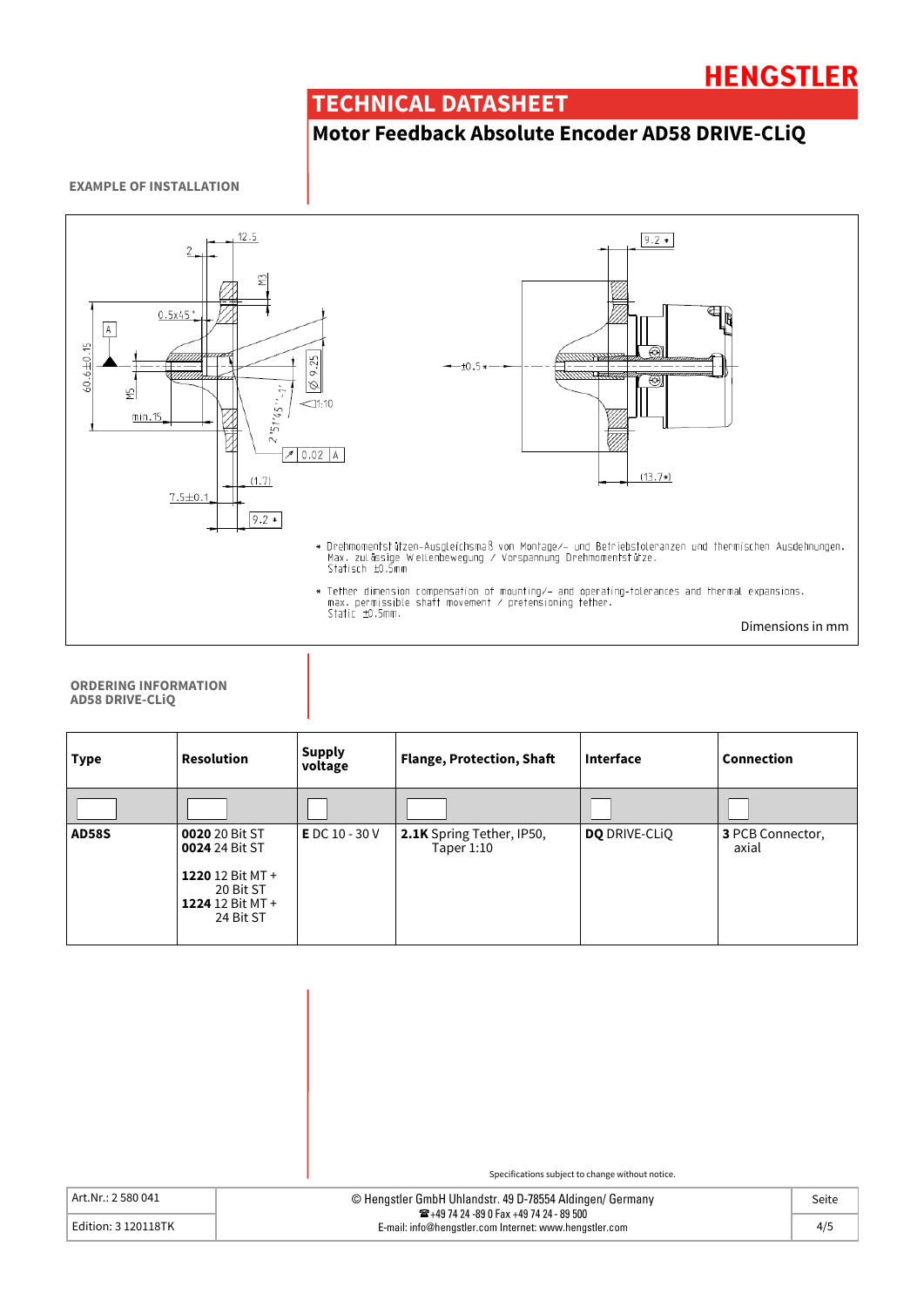# TECHNICAL DATASHEET

## Motor Feedback Absolute Encoder AD58 DRIVE-CLiQ

### EXAMPLE OF INSTALLATION

* Drehmomentstützen-Ausgleichsmaß von Montage/- und Betriebstoleranzen und thermischen Ausdehnungen.
Max. zulässige Wellenbewegung / Vorspannung Drehmomentstütze.
Statisch ±0.5mm

* Tether dimension compensation of mounting/- and operating-tolerances and thermal expansions.
max. permissible shaft movement / pretensioning tether.
Static ±0.5mm.

Dimensions in mm

### ORDERING INFORMATION AD58 DRIVE-CLiQ

| Type | Resolution | Supply voltage | Flange, Protection, Shaft | Interface | Connection |
|---|---|---|---|---|---|
| | | | | | |
| **AD58S** | **0020** 20 Bit ST<br>**0024** 24 Bit ST<br><br>**1220** 12 Bit MT + 20 Bit ST<br>**1224** 12 Bit MT + 24 Bit ST | **E** DC 10 - 30 V | **2.1K** Spring Tether, IP50, Taper 1:10 | **DQ** DRIVE-CLiQ | **3** PCB Connector, axial |

Specifications subject to change without notice.

| Art.Nr.: 2 580 041 | © Hengstler GmbH Uhlandstr. 49 D-78554 Aldingen/ Germany<br>☎+49 74 24 -89 0 Fax +49 74 24 - 89 500<br>E-mail: info@hengstler.com Internet: www.hengstler.com | Seite |
|---|---|---|
| Edition: 3 120118TK | | 4/5 |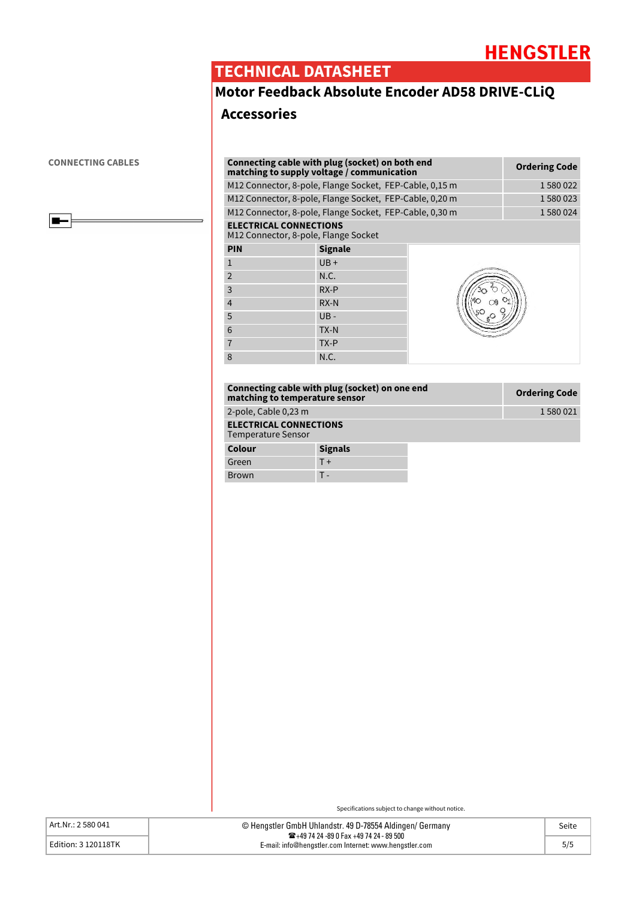# TECHNICAL DATASHEET

## Motor Feedback Absolute Encoder AD58 DRIVE-CLiQ

### Accessories

**CONNECTING CABLES**

| Connecting cable with plug (socket) on both end matching to supply voltage / communication | Ordering Code |
|---|---|
| M12 Connector, 8-pole, Flange Socket, FEP-Cable, 0,15 m | 1 580 022 |
| M12 Connector, 8-pole, Flange Socket, FEP-Cable, 0,20 m | 1 580 023 |
| M12 Connector, 8-pole, Flange Socket, FEP-Cable, 0,30 m | 1 580 024 |

**ELECTRICAL CONNECTIONS**
M12 Connector, 8-pole, Flange Socket

| PIN | Signale |
|---|---|
| 1 | UB + |
| 2 | N.C. |
| 3 | RX-P |
| 4 | RX-N |
| 5 | UB - |
| 6 | TX-N |
| 7 | TX-P |
| 8 | N.C. |

| Connecting cable with plug (socket) on one end matching to temperature sensor | Ordering Code |
|---|---|
| 2-pole, Cable 0,23 m | 1 580 021 |

**ELECTRICAL CONNECTIONS**
Temperature Sensor

| Colour | Signals |
|---|---|
| Green | T + |
| Brown | T - |

Specifications subject to change without notice.

| Art.Nr.: 2 580 041 | © Hengstler GmbH Uhlandstr. 49 D-78554 Aldingen/ Germany ☎+49 74 24 -89 0 Fax +49 74 24 - 89 500 E-mail: info@hengstler.com Internet: www.hengstler.com | Seite |
|---|---|---|
| Edition: 3 120118TK | | 5/5 |